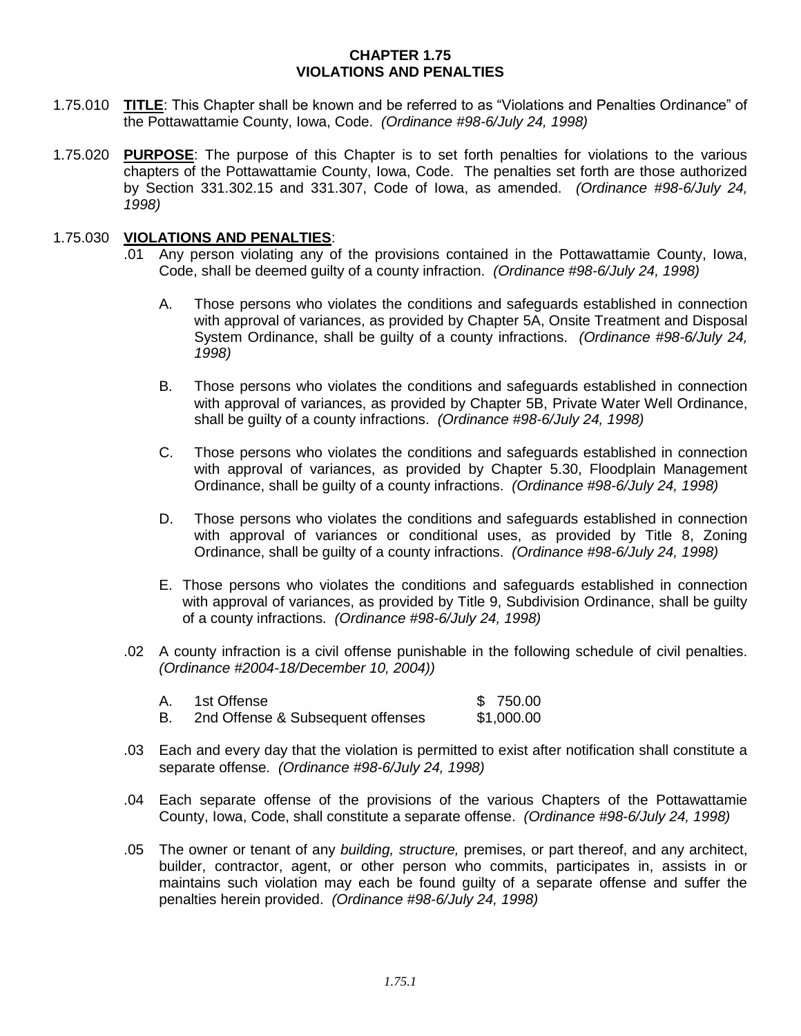# CHAPTER 1.75
# VIOLATIONS AND PENALTIES

1.75.010 **TITLE**: This Chapter shall be known and be referred to as "Violations and Penalties Ordinance" of the Pottawattamie County, Iowa, Code. *(Ordinance #98-6/July 24, 1998)*

1.75.020 **PURPOSE**: The purpose of this Chapter is to set forth penalties for violations to the various chapters of the Pottawattamie County, Iowa, Code. The penalties set forth are those authorized by Section 331.302.15 and 331.307, Code of Iowa, as amended. *(Ordinance #98-6/July 24, 1998)*

1.75.030 **VIOLATIONS AND PENALTIES**:

.01 Any person violating any of the provisions contained in the Pottawattamie County, Iowa, Code, shall be deemed guilty of a county infraction. *(Ordinance #98-6/July 24, 1998)*

A. Those persons who violates the conditions and safeguards established in connection with approval of variances, as provided by Chapter 5A, Onsite Treatment and Disposal System Ordinance, shall be guilty of a county infractions. *(Ordinance #98-6/July 24, 1998)*

B. Those persons who violates the conditions and safeguards established in connection with approval of variances, as provided by Chapter 5B, Private Water Well Ordinance, shall be guilty of a county infractions. *(Ordinance #98-6/July 24, 1998)*

C. Those persons who violates the conditions and safeguards established in connection with approval of variances, as provided by Chapter 5.30, Floodplain Management Ordinance, shall be guilty of a county infractions. *(Ordinance #98-6/July 24, 1998)*

D. Those persons who violates the conditions and safeguards established in connection with approval of variances or conditional uses, as provided by Title 8, Zoning Ordinance, shall be guilty of a county infractions. *(Ordinance #98-6/July 24, 1998)*

E. Those persons who violates the conditions and safeguards established in connection with approval of variances, as provided by Title 9, Subdivision Ordinance, shall be guilty of a county infractions. *(Ordinance #98-6/July 24, 1998)*

.02 A county infraction is a civil offense punishable in the following schedule of civil penalties. *(Ordinance #2004-18/December 10, 2004))*

A. 1st Offense $ 750.00

B. 2nd Offense & Subsequent offenses $1,000.00

.03 Each and every day that the violation is permitted to exist after notification shall constitute a separate offense. *(Ordinance #98-6/July 24, 1998)*

.04 Each separate offense of the provisions of the various Chapters of the Pottawattamie County, Iowa, Code, shall constitute a separate offense. *(Ordinance #98-6/July 24, 1998)*

.05 The owner or tenant of any *building, structure,* premises, or part thereof, and any architect, builder, contractor, agent, or other person who commits, participates in, assists in or maintains such violation may each be found guilty of a separate offense and suffer the penalties herein provided. *(Ordinance #98-6/July 24, 1998)*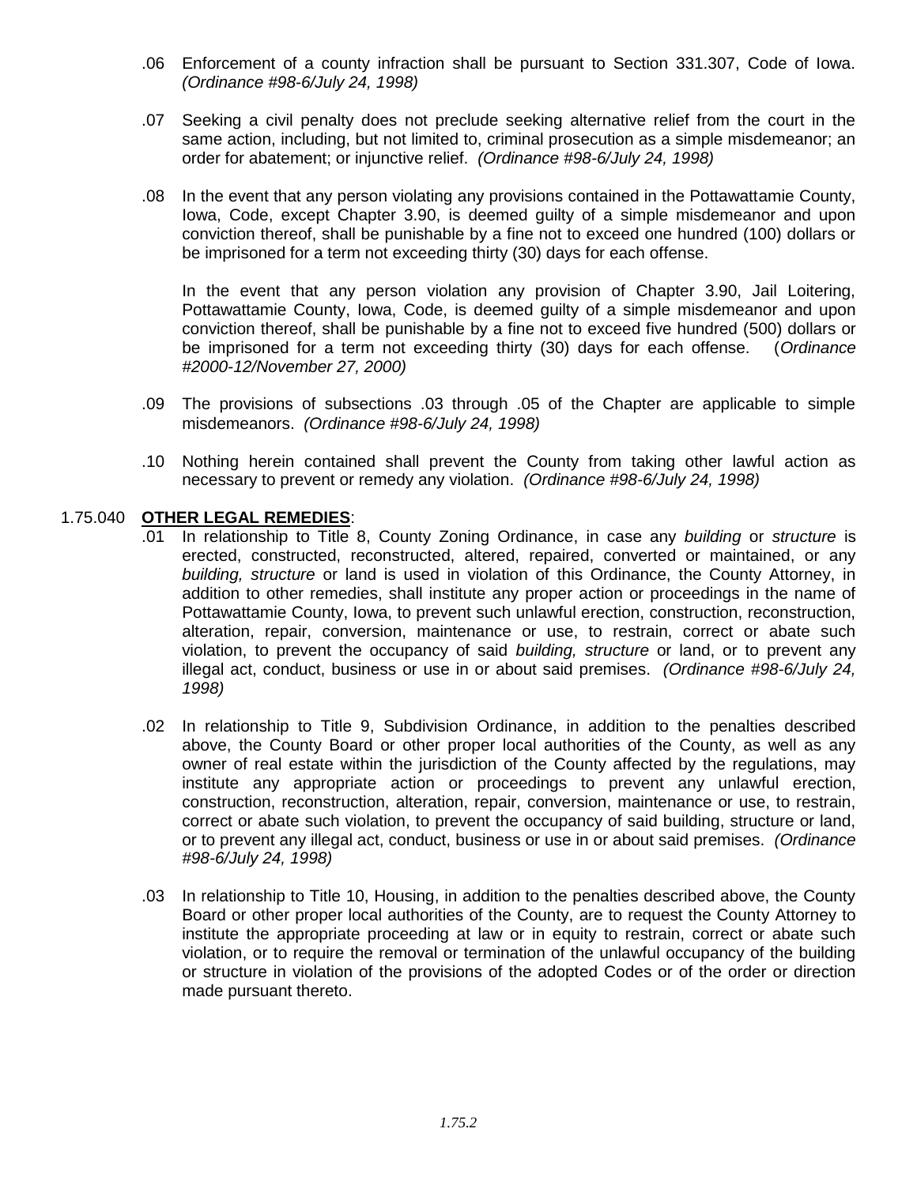.06 Enforcement of a county infraction shall be pursuant to Section 331.307, Code of Iowa. *(Ordinance #98-6/July 24, 1998)*

.07 Seeking a civil penalty does not preclude seeking alternative relief from the court in the same action, including, but not limited to, criminal prosecution as a simple misdemeanor; an order for abatement; or injunctive relief. *(Ordinance #98-6/July 24, 1998)*

.08 In the event that any person violating any provisions contained in the Pottawattamie County, Iowa, Code, except Chapter 3.90, is deemed guilty of a simple misdemeanor and upon conviction thereof, shall be punishable by a fine not to exceed one hundred (100) dollars or be imprisoned for a term not exceeding thirty (30) days for each offense.

In the event that any person violation any provision of Chapter 3.90, Jail Loitering, Pottawattamie County, Iowa, Code, is deemed guilty of a simple misdemeanor and upon conviction thereof, shall be punishable by a fine not to exceed five hundred (500) dollars or be imprisoned for a term not exceeding thirty (30) days for each offense. (*Ordinance #2000-12/November 27, 2000)*

.09 The provisions of subsections .03 through .05 of the Chapter are applicable to simple misdemeanors. *(Ordinance #98-6/July 24, 1998)*

.10 Nothing herein contained shall prevent the County from taking other lawful action as necessary to prevent or remedy any violation. *(Ordinance #98-6/July 24, 1998)*

1.75.040 **OTHER LEGAL REMEDIES**:

.01 In relationship to Title 8, County Zoning Ordinance, in case any *building* or *structure* is erected, constructed, reconstructed, altered, repaired, converted or maintained, or any *building, structure* or land is used in violation of this Ordinance, the County Attorney, in addition to other remedies, shall institute any proper action or proceedings in the name of Pottawattamie County, Iowa, to prevent such unlawful erection, construction, reconstruction, alteration, repair, conversion, maintenance or use, to restrain, correct or abate such violation, to prevent the occupancy of said *building, structure* or land, or to prevent any illegal act, conduct, business or use in or about said premises. *(Ordinance #98-6/July 24, 1998)*

.02 In relationship to Title 9, Subdivision Ordinance, in addition to the penalties described above, the County Board or other proper local authorities of the County, as well as any owner of real estate within the jurisdiction of the County affected by the regulations, may institute any appropriate action or proceedings to prevent any unlawful erection, construction, reconstruction, alteration, repair, conversion, maintenance or use, to restrain, correct or abate such violation, to prevent the occupancy of said building, structure or land, or to prevent any illegal act, conduct, business or use in or about said premises. *(Ordinance #98-6/July 24, 1998)*

.03 In relationship to Title 10, Housing, in addition to the penalties described above, the County Board or other proper local authorities of the County, are to request the County Attorney to institute the appropriate proceeding at law or in equity to restrain, correct or abate such violation, or to require the removal or termination of the unlawful occupancy of the building or structure in violation of the provisions of the adopted Codes or of the order or direction made pursuant thereto.